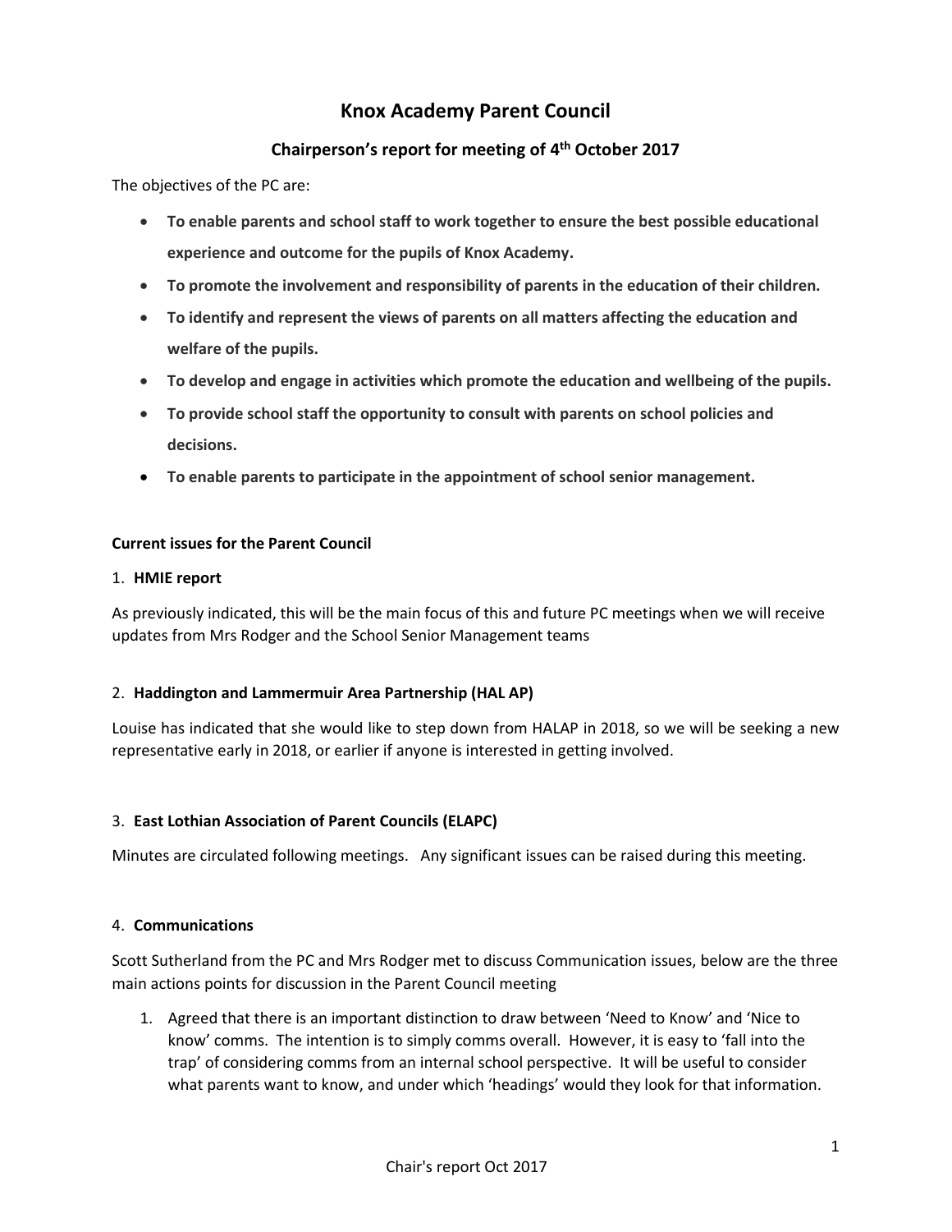# Knox Academy Parent Council

## Chairperson's report for meeting of 4th October 2017

The objectives of the PC are:

- **To enable parents and school staff to work together to ensure the best possible educational experience and outcome for the pupils of Knox Academy.**
- **To promote the involvement and responsibility of parents in the education of their children.**
- **To identify and represent the views of parents on all matters affecting the education and welfare of the pupils.**
- **To develop and engage in activities which promote the education and wellbeing of the pupils.**
- **To provide school staff the opportunity to consult with parents on school policies and decisions.**
- **To enable parents to participate in the appointment of school senior management.**

### Current issues for the Parent Council

1. **HMIE report**

As previously indicated, this will be the main focus of this and future PC meetings when we will receive updates from Mrs Rodger and the School Senior Management teams

2. **Haddington and Lammermuir Area Partnership (HAL AP)**

Louise has indicated that she would like to step down from HALAP in 2018, so we will be seeking a new representative early in 2018, or earlier if anyone is interested in getting involved.

3. **East Lothian Association of Parent Councils (ELAPC)**

Minutes are circulated following meetings. Any significant issues can be raised during this meeting.

4. **Communications**

Scott Sutherland from the PC and Mrs Rodger met to discuss Communication issues, below are the three main actions points for discussion in the Parent Council meeting

1. Agreed that there is an important distinction to draw between 'Need to Know' and 'Nice to know' comms. The intention is to simply comms overall. However, it is easy to 'fall into the trap' of considering comms from an internal school perspective. It will be useful to consider what parents want to know, and under which 'headings' would they look for that information.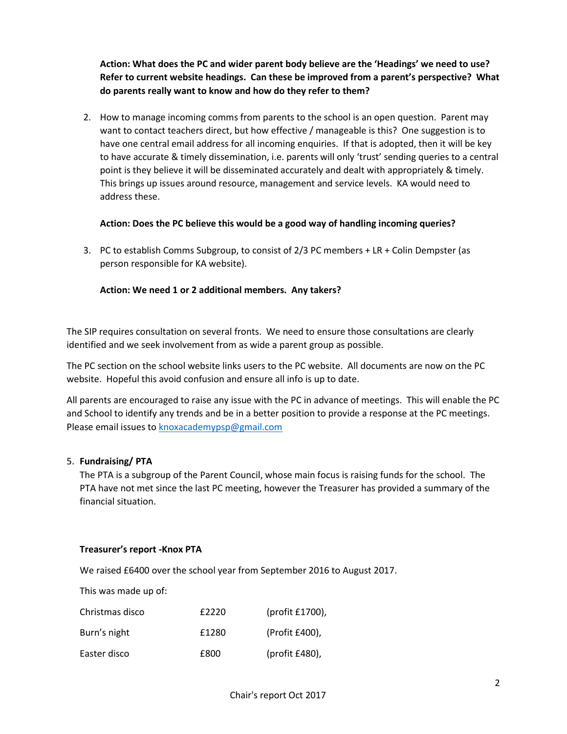**Action: What does the PC and wider parent body believe are the 'Headings' we need to use? Refer to current website headings. Can these be improved from a parent's perspective? What do parents really want to know and how do they refer to them?**

2. How to manage incoming comms from parents to the school is an open question. Parent may want to contact teachers direct, but how effective / manageable is this? One suggestion is to have one central email address for all incoming enquiries. If that is adopted, then it will be key to have accurate & timely dissemination, i.e. parents will only 'trust' sending queries to a central point is they believe it will be disseminated accurately and dealt with appropriately & timely. This brings up issues around resource, management and service levels. KA would need to address these.

   **Action: Does the PC believe this would be a good way of handling incoming queries?**

3. PC to establish Comms Subgroup, to consist of 2/3 PC members + LR + Colin Dempster (as person responsible for KA website).

   **Action: We need 1 or 2 additional members. Any takers?**

The SIP requires consultation on several fronts. We need to ensure those consultations are clearly identified and we seek involvement from as wide a parent group as possible.

The PC section on the school website links users to the PC website. All documents are now on the PC website. Hopeful this avoid confusion and ensure all info is up to date.

All parents are encouraged to raise any issue with the PC in advance of meetings. This will enable the PC and School to identify any trends and be in a better position to provide a response at the PC meetings. Please email issues to knoxacademypsp@gmail.com

5. **Fundraising/ PTA**

   The PTA is a subgroup of the Parent Council, whose main focus is raising funds for the school. The PTA have not met since the last PC meeting, however the Treasurer has provided a summary of the financial situation.

   **Treasurer's report -Knox PTA**

   We raised £6400 over the school year from September 2016 to August 2017.

   This was made up of:

   | | | |
   |---|---|---|
   | Christmas disco | £2220 | (profit £1700), |
   | Burn's night | £1280 | (Profit £400), |
   | Easter disco | £800 | (profit £480), |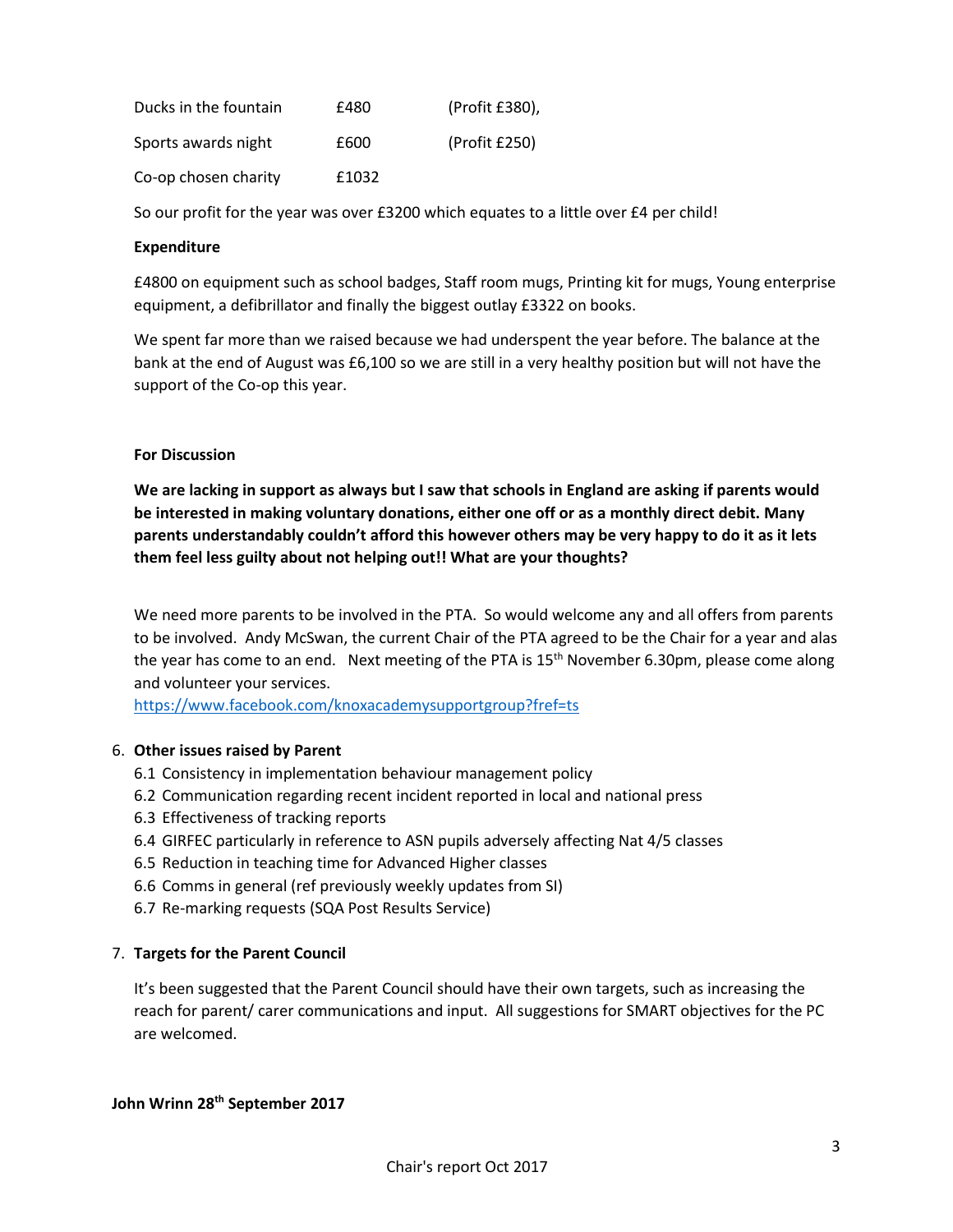| | | |
|---|---|---|
| Ducks in the fountain | £480 | (Profit £380), |
| Sports awards night | £600 | (Profit £250) |
| Co-op chosen charity | £1032 | |

So our profit for the year was over £3200 which equates to a little over £4 per child!

**Expenditure**

£4800 on equipment such as school badges, Staff room mugs, Printing kit for mugs, Young enterprise equipment, a defibrillator and finally the biggest outlay £3322 on books.

We spent far more than we raised because we had underspent the year before. The balance at the bank at the end of August was £6,100 so we are still in a very healthy position but will not have the support of the Co-op this year.

**For Discussion**

**We are lacking in support as always but I saw that schools in England are asking if parents would be interested in making voluntary donations, either one off or as a monthly direct debit. Many parents understandably couldn't afford this however others may be very happy to do it as it lets them feel less guilty about not helping out!! What are your thoughts?**

We need more parents to be involved in the PTA. So would welcome any and all offers from parents to be involved. Andy McSwan, the current Chair of the PTA agreed to be the Chair for a year and alas the year has come to an end. Next meeting of the PTA is 15th November 6.30pm, please come along and volunteer your services.

https://www.facebook.com/knoxacademysupportgroup?fref=ts

6. **Other issues raised by Parent**
   - 6.1 Consistency in implementation behaviour management policy
   - 6.2 Communication regarding recent incident reported in local and national press
   - 6.3 Effectiveness of tracking reports
   - 6.4 GIRFEC particularly in reference to ASN pupils adversely affecting Nat 4/5 classes
   - 6.5 Reduction in teaching time for Advanced Higher classes
   - 6.6 Comms in general (ref previously weekly updates from SI)
   - 6.7 Re-marking requests (SQA Post Results Service)

7. **Targets for the Parent Council**

   It's been suggested that the Parent Council should have their own targets, such as increasing the reach for parent/ carer communications and input. All suggestions for SMART objectives for the PC are welcomed.

**John Wrinn 28th September 2017**